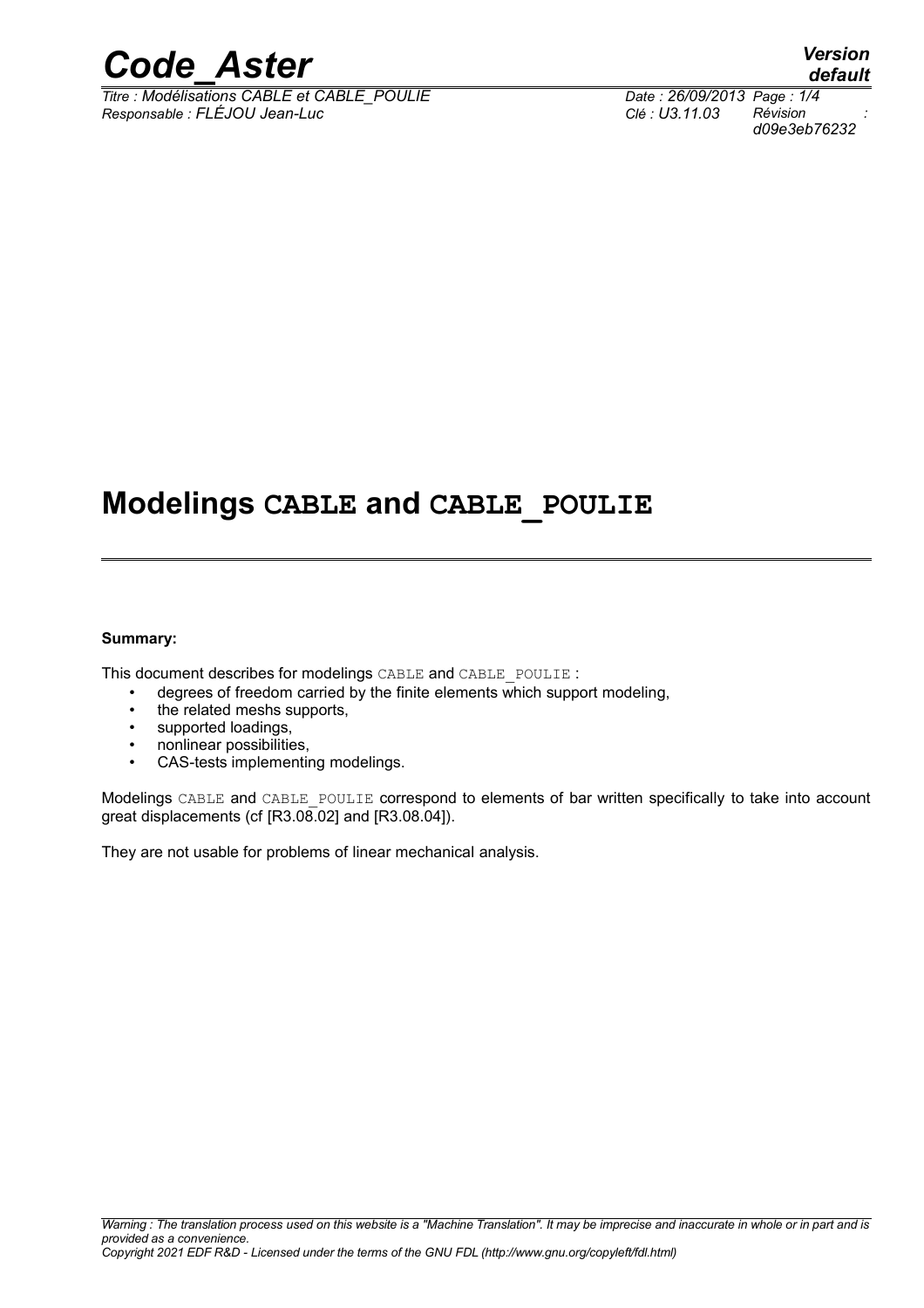# Modelings CABLE and CABLE_POULIE

**Summary:**

This document describes for modelings CABLE and CABLE_POULIE :

- degrees of freedom carried by the finite elements which support modeling,
- the related meshs supports,
- supported loadings,
- nonlinear possibilities,
- CAS-tests implementing modelings.

Modelings CABLE and CABLE_POULIE correspond to elements of bar written specifically to take into account great displacements (cf [R3.08.02] and [R3.08.04]).

They are not usable for problems of linear mechanical analysis.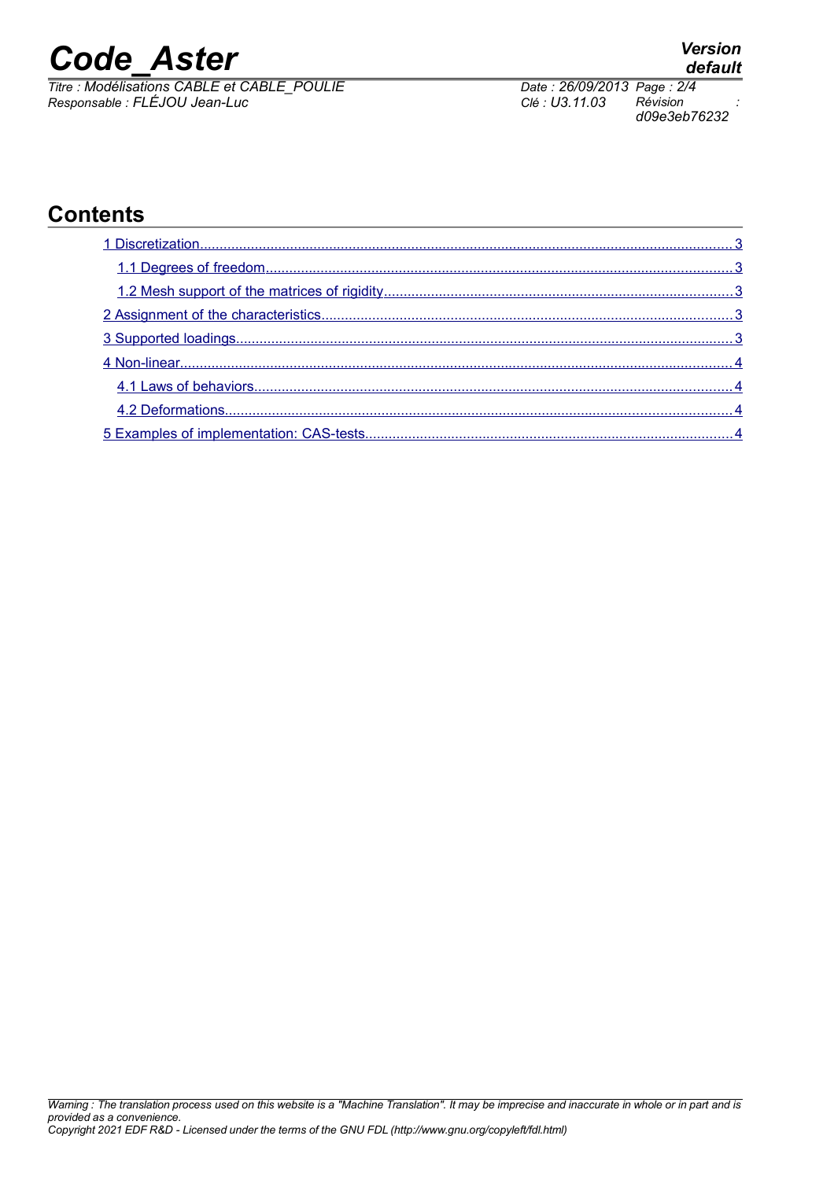## Contents

1 Discretization.......................................................................................................................................3

1.1 Degrees of freedom.......................................................................................................................3

1.2 Mesh support of the matrices of rigidity.........................................................................................3

2 Assignment of the characteristics.........................................................................................................3

3 Supported loadings...............................................................................................................................3

4 Non-linear..............................................................................................................................................4

4.1 Laws of behaviors..........................................................................................................................4

4.2 Deformations..................................................................................................................................4

5 Examples of implementation: CAS-tests..............................................................................................4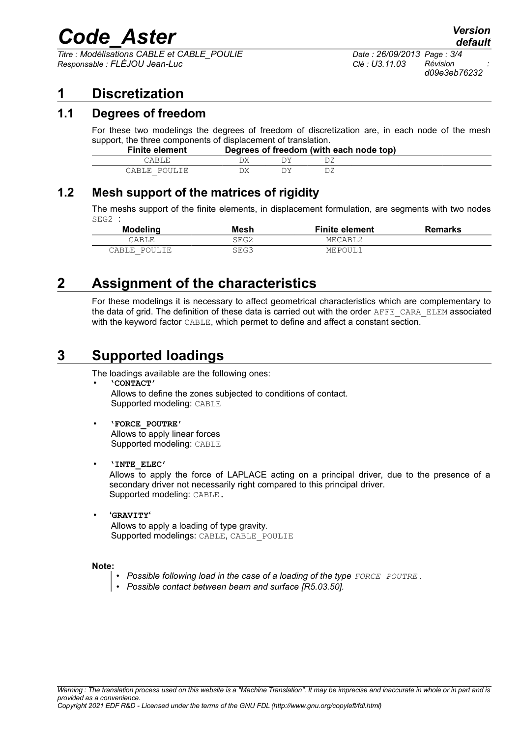# 1 Discretization

## 1.1 Degrees of freedom

For these two modelings the degrees of freedom of discretization are, in each node of the mesh support, the three components of displacement of translation.

| Finite element | Degrees of freedom (with each node top) | | |
|---|---|---|---|
| CABLE | DX | DY | DZ |
| CABLE_POULIE | DX | DY | DZ |

## 1.2 Mesh support of the matrices of rigidity

The meshs support of the finite elements, in displacement formulation, are segments with two nodes SEG2 :

| Modeling | Mesh | Finite element | Remarks |
|---|---|---|---|
| CABLE | SEG2 | MECABL2 | |
| CABLE_POULIE | SEG3 | MEPOUL1 | |

# 2 Assignment of the characteristics

For these modelings it is necessary to affect geometrical characteristics which are complementary to the data of grid. The definition of these data is carried out with the order AFFE_CARA_ELEM associated with the keyword factor CABLE, which permet to define and affect a constant section.

# 3 Supported loadings

The loadings available are the following ones:

- **'CONTACT'**
  Allows to define the zones subjected to conditions of contact.
  Supported modeling: CABLE

- **'FORCE_POUTRE'**
  Allows to apply linear forces
  Supported modeling: CABLE

- **'INTE_ELEC'**
  Allows to apply the force of LAPLACE acting on a principal driver, due to the presence of a secondary driver not necessarily right compared to this principal driver.
  Supported modeling: CABLE.

- **'GRAVITY'**
  Allows to apply a loading of type gravity.
  Supported modelings: CABLE, CABLE_POULIE

**Note:**

- *Possible following load in the case of a loading of the type FORCE_POUTRE .*
- *Possible contact between beam and surface [R5.03.50].*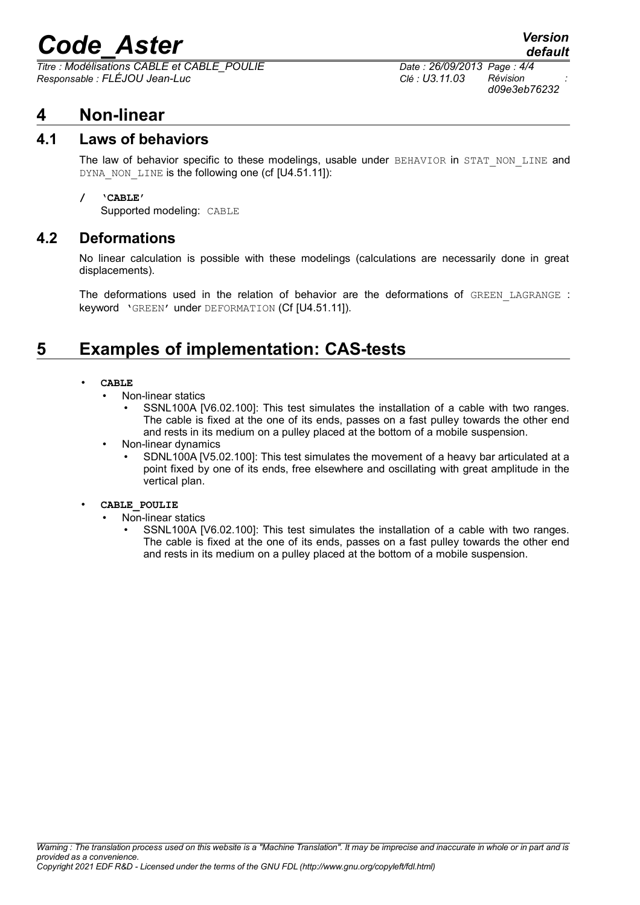# 4 Non-linear

## 4.1 Laws of behaviors

The law of behavior specific to these modelings, usable under BEHAVIOR in STAT_NON_LINE and DYNA_NON_LINE is the following one (cf [U4.51.11]):

/ **'CABLE'**
Supported modeling: CABLE

## 4.2 Deformations

No linear calculation is possible with these modelings (calculations are necessarily done in great displacements).

The deformations used in the relation of behavior are the deformations of GREEN_LAGRANGE : keyword 'GREEN' under DEFORMATION (Cf [U4.51.11]).

# 5 Examples of implementation: CAS-tests

- **CABLE**
  - Non-linear statics
    - SSNL100A [V6.02.100]: This test simulates the installation of a cable with two ranges. The cable is fixed at the one of its ends, passes on a fast pulley towards the other end and rests in its medium on a pulley placed at the bottom of a mobile suspension.
  - Non-linear dynamics
    - SDNL100A [V5.02.100]: This test simulates the movement of a heavy bar articulated at a point fixed by one of its ends, free elsewhere and oscillating with great amplitude in the vertical plan.
- **CABLE_POULIE**
  - Non-linear statics
    - SSNL100A [V6.02.100]: This test simulates the installation of a cable with two ranges. The cable is fixed at the one of its ends, passes on a fast pulley towards the other end and rests in its medium on a pulley placed at the bottom of a mobile suspension.